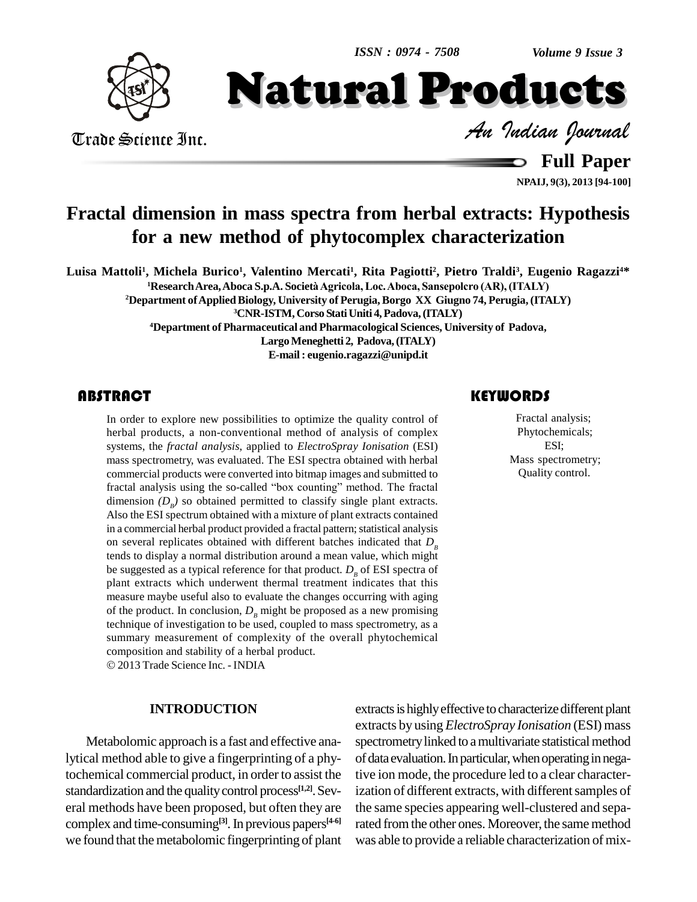# Fractal dimension in mass spectra from herbal extracts: Hypothesis for a new method of phytocomplex characterization

**Luisa Mattoli[1], Michela Burico[1], Valentino Mercati[1], Rita Pagiotti[2], Pietro Traldi[3], Eugenio Ragazzi[4]***

[1]Research Area, Aboca S.p.A. Società Agricola, Loc. Aboca, Sansepolcro (AR), (ITALY)

[2]Department of Applied Biology, University of Perugia, Borgo XX Giugno 74, Perugia, (ITALY)

[3]CNR-ISTM, Corso Stati Uniti 4, Padova, (ITALY)

[4]Department of Pharmaceutical and Pharmacological Sciences, University of Padova, Largo Meneghetti 2, Padova, (ITALY)

E-mail : eugenio.ragazzi@unipd.it

## ABSTRACT

In order to explore new possibilities to optimize the quality control of herbal products, a non-conventional method of analysis of complex systems, the *fractal analysis*, applied to *ElectroSpray Ionisation* (ESI) mass spectrometry, was evaluated. The ESI spectra obtained with herbal commercial products were converted into bitmap images and submitted to fractal analysis using the so-called "box counting" method. The fractal dimension *($D_B$)* so obtained permitted to classify single plant extracts. Also the ESI spectrum obtained with a mixture of plant extracts contained in a commercial herbal product provided a fractal pattern; statistical analysis on several replicates obtained with different batches indicated that $D_B$ tends to display a normal distribution around a mean value, which might be suggested as a typical reference for that product. $D_B$ of ESI spectra of plant extracts which underwent thermal treatment indicates that this measure maybe useful also to evaluate the changes occurring with aging of the product. In conclusion, $D_B$ might be proposed as a new promising technique of investigation to be used, coupled to mass spectrometry, as a summary measurement of complexity of the overall phytochemical composition and stability of a herbal product.

© 2013 Trade Science Inc. - INDIA

## KEYWORDS

Fractal analysis;
Phytochemicals;
ESI;
Mass spectrometry;
Quality control.

## INTRODUCTION

Metabolomic approach is a fast and effective analytical method able to give a fingerprinting of a phytochemical commercial product, in order to assist the standardization and the quality control process[1,2]. Several methods have been proposed, but often they are complex and time-consuming[3]. In previous papers[4-6] we found that the metabolomic fingerprinting of plant extracts is highly effective to characterize different plant extracts by using *ElectroSpray Ionisation* (ESI) mass spectrometry linked to a multivariate statistical method of data evaluation. In particular, when operating in negative ion mode, the procedure led to a clear characterization of different extracts, with different samples of the same species appearing well-clustered and separated from the other ones. Moreover, the same method was able to provide a reliable characterization of mix-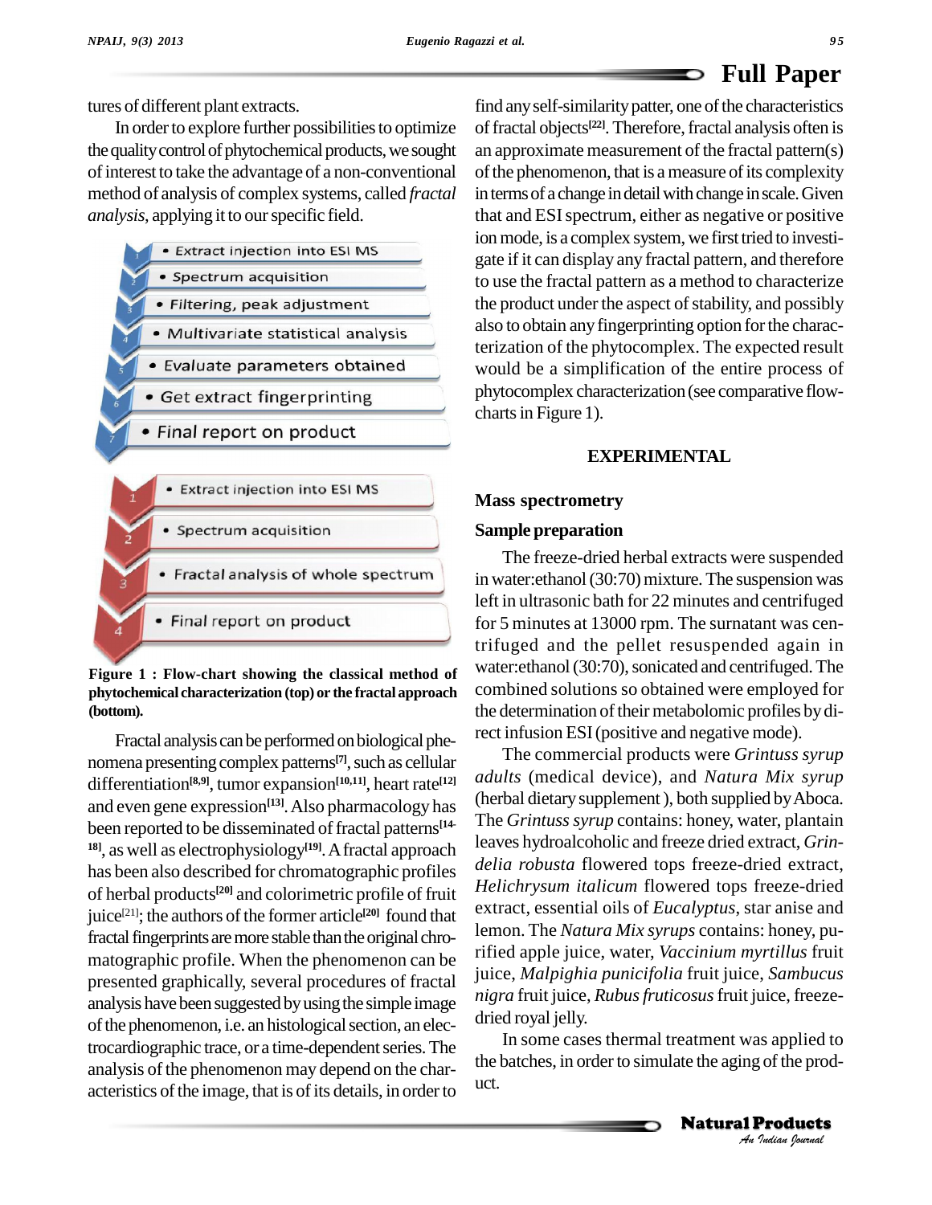tures of different plant extracts.

In order to explore further possibilities to optimize the quality control of phytochemical products, we sought of interest to take the advantage of a non-conventional method of analysis of complex systems, called *fractal analysis*, applying it to our specific field.

- Extract injection into ESI MS
- Spectrum acquisition
- Filtering, peak adjustment
- Multivariate statistical analysis
- Evaluate parameters obtained
- Get extract fingerprinting
- Final report on product

- Extract injection into ESI MS
- Spectrum acquisition
- Fractal analysis of whole spectrum
- Final report on product

**Figure 1 : Flow-chart showing the classical method of phytochemical characterization (top) or the fractal approach (bottom).**

Fractal analysis can be performed on biological phenomena presenting complex patterns[7], such as cellular differentiation[8,9], tumor expansion[10,11], heart rate[12] and even gene expression[13]. Also pharmacology has been reported to be disseminated of fractal patterns[14-18], as well as electrophysiology[19]. A fractal approach has been also described for chromatographic profiles of herbal products[20] and colorimetric profile of fruit juice[21]; the authors of the former article[20] found that fractal fingerprints are more stable than the original chromatographic profile. When the phenomenon can be presented graphically, several procedures of fractal analysis have been suggested by using the simple image of the phenomenon, i.e. an histological section, an electrocardiographic trace, or a time-dependent series. The analysis of the phenomenon may depend on the characteristics of the image, that is of its details, in order to find any self-similarity patter, one of the characteristics of fractal objects[22]. Therefore, fractal analysis often is an approximate measurement of the fractal pattern(s) of the phenomenon, that is a measure of its complexity in terms of a change in detail with change in scale. Given that and ESI spectrum, either as negative or positive ion mode, is a complex system, we first tried to investigate if it can display any fractal pattern, and therefore to use the fractal pattern as a method to characterize the product under the aspect of stability, and possibly also to obtain any fingerprinting option for the characterization of the phytocomplex. The expected result would be a simplification of the entire process of phytocomplex characterization (see comparative flow-charts in Figure 1).

## EXPERIMENTAL

### Mass spectrometry

### Sample preparation

The freeze-dried herbal extracts were suspended in water:ethanol (30:70) mixture. The suspension was left in ultrasonic bath for 22 minutes and centrifuged for 5 minutes at 13000 rpm. The surnatant was centrifuged and the pellet resuspended again in water:ethanol (30:70), sonicated and centrifuged. The combined solutions so obtained were employed for the determination of their metabolomic profiles by direct infusion ESI (positive and negative mode).

The commercial products were *Grintuss syrup adults* (medical device), and *Natura Mix syrup* (herbal dietary supplement ), both supplied by Aboca. The *Grintuss syrup* contains: honey, water, plantain leaves hydroalcoholic and freeze dried extract, *Grindelia robusta* flowered tops freeze-dried extract, *Helichrysum italicum* flowered tops freeze-dried extract, essential oils of *Eucalyptus*, star anise and lemon. The *Natura Mix syrups* contains: honey, purified apple juice, water, *Vaccinium myrtillus* fruit juice, *Malpighia punicifolia* fruit juice, *Sambucus nigra* fruit juice, *Rubus fruticosus* fruit juice, freeze-dried royal jelly.

In some cases thermal treatment was applied to the batches, in order to simulate the aging of the product.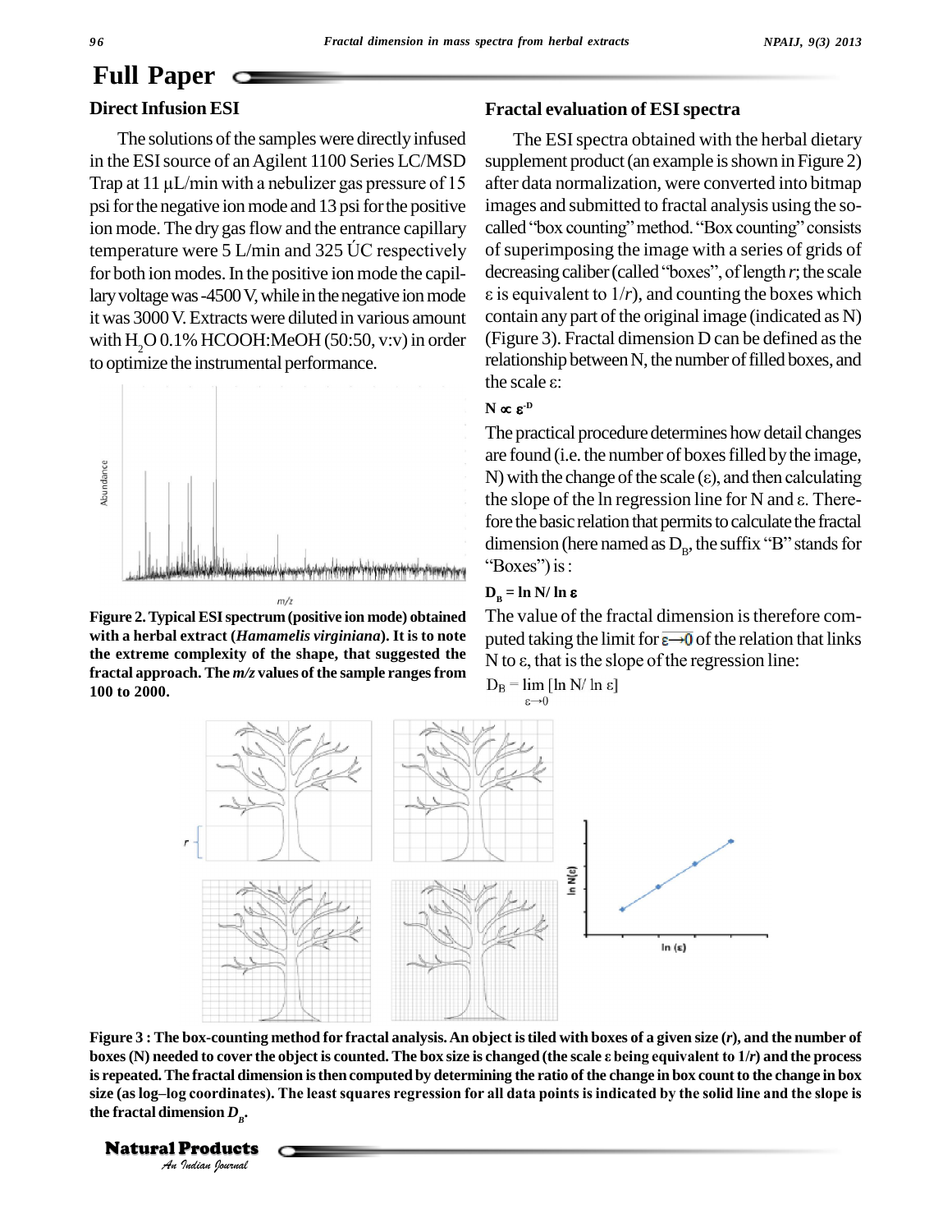## Direct Infusion ESI

The solutions of the samples were directly infused in the ESI source of an Agilent 1100 Series LC/MSD Trap at 11 µL/min with a nebulizer gas pressure of 15 psi for the negative ion mode and 13 psi for the positive ion mode. The dry gas flow and the entrance capillary temperature were 5 L/min and 325 ÚC respectively for both ion modes. In the positive ion mode the capillary voltage was -4500 V, while in the negative ion mode it was 3000 V. Extracts were diluted in various amount with $H_2O$ 0.1% HCOOH:MeOH (50:50, v:v) in order to optimize the instrumental performance.

**Figure 2. Typical ESI spectrum (positive ion mode) obtained with a herbal extract (*Hamamelis virginiana*). It is to note the extreme complexity of the shape, that suggested the fractal approach. The *m/z* values of the sample ranges from 100 to 2000.**

## Fractal evaluation of ESI spectra

The ESI spectra obtained with the herbal dietary supplement product (an example is shown in Figure 2) after data normalization, were converted into bitmap images and submitted to fractal analysis using the so-called "box counting" method. "Box counting" consists of superimposing the image with a series of grids of decreasing caliber (called "boxes", of length *r*; the scale ε is equivalent to 1/*r*), and counting the boxes which contain any part of the original image (indicated as N) (Figure 3). Fractal dimension D can be defined as the relationship between N, the number of filled boxes, and the scale ε:

$$N \propto \varepsilon^{-D}$$

The practical procedure determines how detail changes are found (i.e. the number of boxes filled by the image, N) with the change of the scale (ε), and then calculating the slope of the ln regression line for N and ε. Therefore the basic relation that permits to calculate the fractal dimension (here named as $D_B$, the suffix "B" stands for "Boxes") is:

$$D_B = \ln N / \ln \varepsilon$$

The value of the fractal dimension is therefore computed taking the limit for $\varepsilon \rightarrow 0$ of the relation that links N to ε, that is the slope of the regression line:

$$D_B = \lim_{\varepsilon \rightarrow 0} [\ln N / \ln \varepsilon]$$

**Figure 3 : The box-counting method for fractal analysis. An object is tiled with boxes of a given size (*r*), and the number of boxes (N) needed to cover the object is counted. The box size is changed (the scale ε being equivalent to 1/r) and the process is repeated. The fractal dimension is then computed by determining the ratio of the change in box count to the change in box size (as log–log coordinates). The least squares regression for all data points is indicated by the solid line and the slope is the fractal dimension $D_B$.**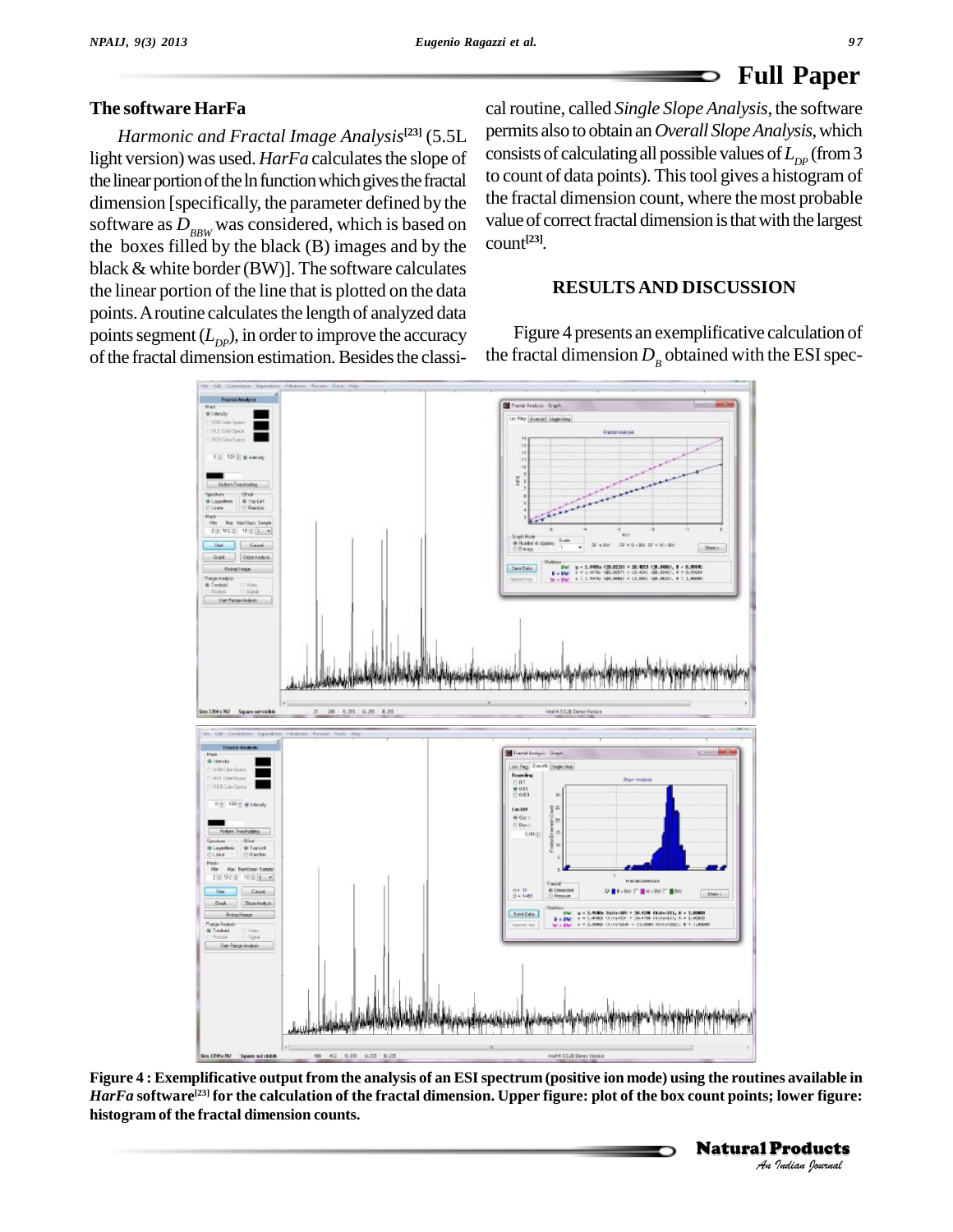### The software HarFa

*Harmonic and Fractal Image Analysis*[23] (5.5L light version) was used. *HarFa* calculates the slope of the linear portion of the ln function which gives the fractal dimension [specifically, the parameter defined by the software as $D_{BBW}$ was considered, which is based on the boxes filled by the black (B) images and by the black & white border (BW)]. The software calculates the linear portion of the line that is plotted on the data points. A routine calculates the length of analyzed data points segment ($L_{DP}$), in order to improve the accuracy of the fractal dimension estimation. Besides the classical routine, called *Single Slope Analysis*, the software permits also to obtain an *Overall Slope Analysis*, which consists of calculating all possible values of $L_{DP}$ (from 3 to count of data points). This tool gives a histogram of the fractal dimension count, where the most probable value of correct fractal dimension is that with the largest count[23].

## RESULTS AND DISCUSSION

Figure 4 presents an exemplificative calculation of the fractal dimension $D_B$ obtained with the ESI spec-

**Figure 4 : Exemplificative output from the analysis of an ESI spectrum (positive ion mode) using the routines available in *HarFa* software[23] for the calculation of the fractal dimension. Upper figure: plot of the box count points; lower figure: histogram of the fractal dimension counts.**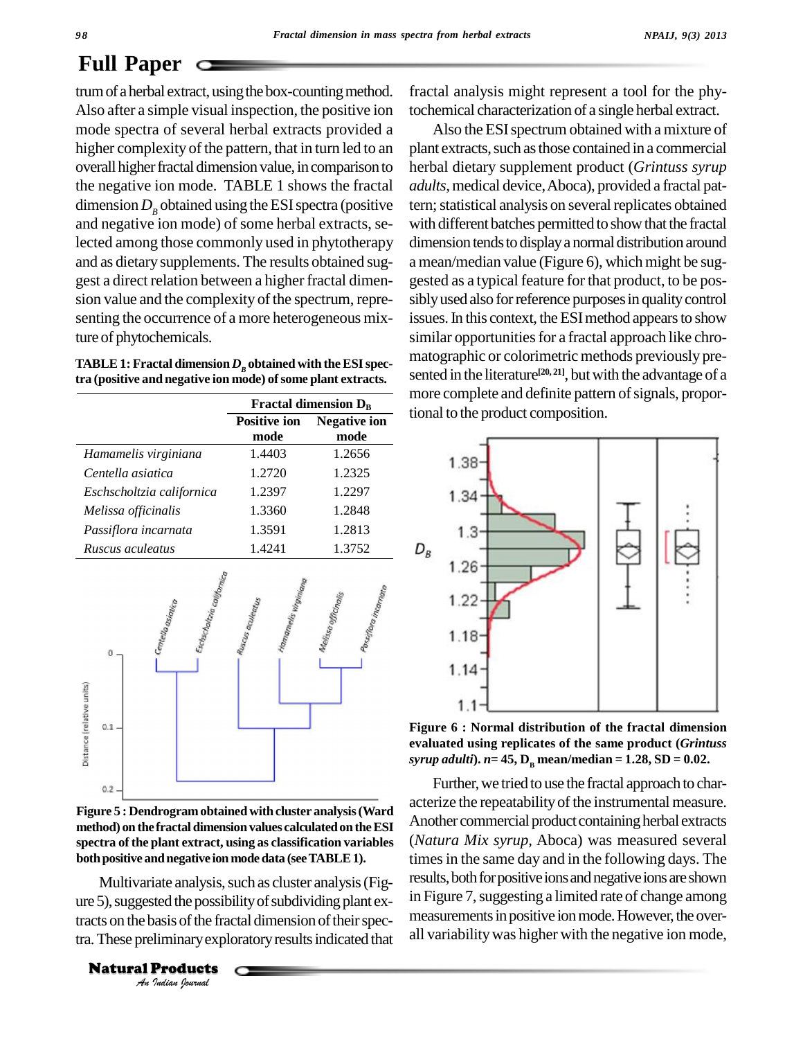trum of a herbal extract, using the box-counting method. Also after a simple visual inspection, the positive ion mode spectra of several herbal extracts provided a higher complexity of the pattern, that in turn led to an overall higher fractal dimension value, in comparison to the negative ion mode. TABLE 1 shows the fractal dimension $D_B$ obtained using the ESI spectra (positive and negative ion mode) of some herbal extracts, selected among those commonly used in phytotherapy and as dietary supplements. The results obtained suggest a direct relation between a higher fractal dimension value and the complexity of the spectrum, representing the occurrence of a more heterogeneous mixture of phytochemicals.

**TABLE 1: Fractal dimension $D_B$ obtained with the ESI spectra (positive and negative ion mode) of some plant extracts.**

| | Fractal dimension $D_B$ | |
|---|---|---|
| | Positive ion mode | Negative ion mode |
| *Hamamelis virginiana* | 1.4403 | 1.2656 |
| *Centella asiatica* | 1.2720 | 1.2325 |
| *Eschscholtzia californica* | 1.2397 | 1.2297 |
| *Melissa officinalis* | 1.3360 | 1.2848 |
| *Passiflora incarnata* | 1.3591 | 1.2813 |
| *Ruscus aculeatus* | 1.4241 | 1.3752 |

**Figure 5 : Dendrogram obtained with cluster analysis (Ward method) on the fractal dimension values calculated on the ESI spectra of the plant extract, using as classification variables both positive and negative ion mode data (see TABLE 1).**

Multivariate analysis, such as cluster analysis (Figure 5), suggested the possibility of subdividing plant extracts on the basis of the fractal dimension of their spectra. These preliminary exploratory results indicated that fractal analysis might represent a tool for the phytochemical characterization of a single herbal extract.

Also the ESI spectrum obtained with a mixture of plant extracts, such as those contained in a commercial herbal dietary supplement product (*Grintuss syrup adults*, medical device, Aboca), provided a fractal pattern; statistical analysis on several replicates obtained with different batches permitted to show that the fractal dimension tends to display a normal distribution around a mean/median value (Figure 6), which might be suggested as a typical feature for that product, to be possibly used also for reference purposes in quality control issues. In this context, the ESI method appears to show similar opportunities for a fractal approach like chromatographic or colorimetric methods previously presented in the literature[20, 21], but with the advantage of a more complete and definite pattern of signals, proportional to the product composition.

**Figure 6 : Normal distribution of the fractal dimension evaluated using replicates of the same product (*Grintuss syrup adulti*). *n*= 45, $D_B$ mean/median = 1.28, SD = 0.02.**

Further, we tried to use the fractal approach to characterize the repeatability of the instrumental measure. Another commercial product containing herbal extracts (*Natura Mix syrup*, Aboca) was measured several times in the same day and in the following days. The results, both for positive ions and negative ions are shown in Figure 7, suggesting a limited rate of change among measurements in positive ion mode. However, the overall variability was higher with the negative ion mode,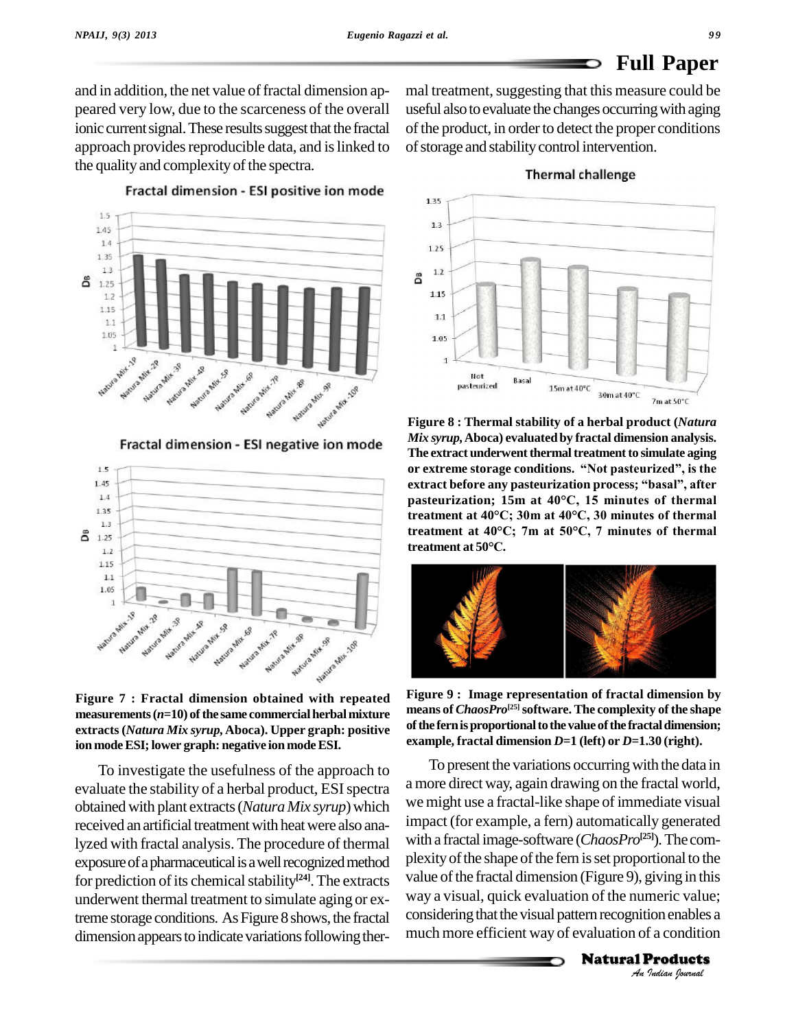and in addition, the net value of fractal dimension appeared very low, due to the scarceness of the overall ionic current signal. These results suggest that the fractal approach provides reproducible data, and is linked to the quality and complexity of the spectra.

**Figure 7 : Fractal dimension obtained with repeated measurements ($n$=10) of the same commercial herbal mixture extracts (*Natura Mix syrup,* Aboca). Upper graph: positive ion mode ESI; lower graph: negative ion mode ESI.**

To investigate the usefulness of the approach to evaluate the stability of a herbal product, ESI spectra obtained with plant extracts (*Natura Mix syrup*) which received an artificial treatment with heat were also analyzed with fractal analysis. The procedure of thermal exposure of a pharmaceutical is a well recognized method for prediction of its chemical stability[24]. The extracts underwent thermal treatment to simulate aging or extreme storage conditions. As Figure 8 shows, the fractal dimension appears to indicate variations following thermal treatment, suggesting that this measure could be useful also to evaluate the changes occurring with aging of the product, in order to detect the proper conditions of storage and stability control intervention.

**Figure 8 : Thermal stability of a herbal product (*Natura Mix syrup,* Aboca) evaluated by fractal dimension analysis. The extract underwent thermal treatment to simulate aging or extreme storage conditions. "Not pasteurized", is the extract before any pasteurization process; "basal", after pasteurization; 15m at 40°C, 15 minutes of thermal treatment at 40°C; 30m at 40°C, 30 minutes of thermal treatment at 40°C; 7m at 50°C, 7 minutes of thermal treatment at 50°C.**

**Figure 9 : Image representation of fractal dimension by means of *ChaosPro*[25] software. The complexity of the shape of the fern is proportional to the value of the fractal dimension; example, fractal dimension $D$=1 (left) or $D$=1.30 (right).**

To present the variations occurring with the data in a more direct way, again drawing on the fractal world, we might use a fractal-like shape of immediate visual impact (for example, a fern) automatically generated with a fractal image-software (*ChaosPro*[25]). The complexity of the shape of the fern is set proportional to the value of the fractal dimension (Figure 9), giving in this way a visual, quick evaluation of the numeric value; considering that the visual pattern recognition enables a much more efficient way of evaluation of a condition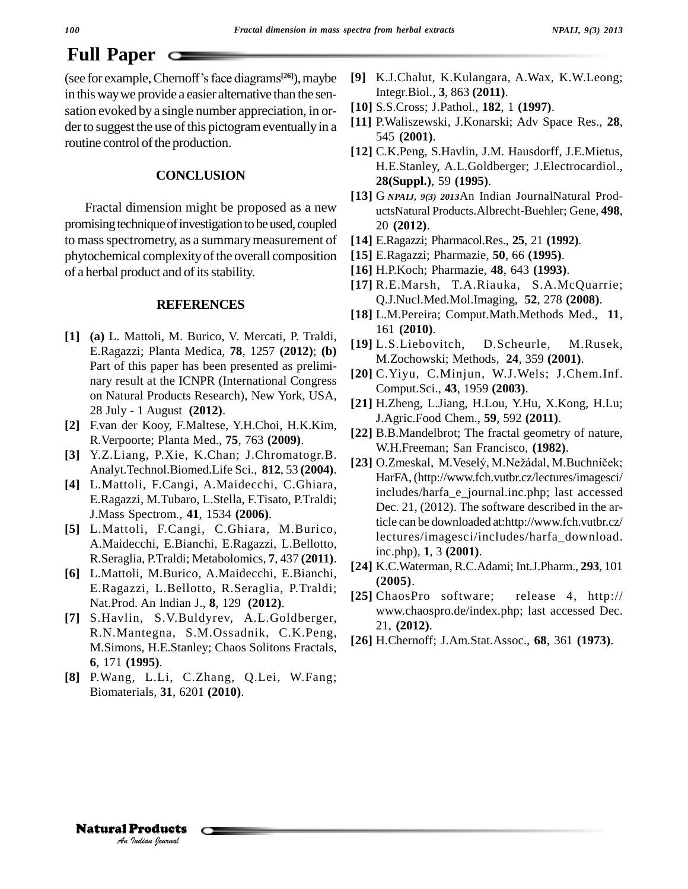(see for example, Chernoff's face diagrams[26]), maybe in this way we provide a easier alternative than the sensation evoked by a single number appreciation, in order to suggest the use of this pictogram eventually in a routine control of the production.

## CONCLUSION

Fractal dimension might be proposed as a new promising technique of investigation to be used, coupled to mass spectrometry, as a summary measurement of phytochemical complexity of the overall composition of a herbal product and of its stability.

## REFERENCES

**[1]** **(a)** L. Mattoli, M. Burico, V. Mercati, P. Traldi, E.Ragazzi; Planta Medica, **78**, 1257 **(2012)**; **(b)** Part of this paper has been presented as preliminary result at the ICNPR (International Congress on Natural Products Research), New York, USA, 28 July - 1 August **(2012)**.

**[2]** F.van der Kooy, F.Maltese, Y.H.Choi, H.K.Kim, R.Verpoorte; Planta Med., **75**, 763 **(2009)**.

**[3]** Y.Z.Liang, P.Xie, K.Chan; J.Chromatogr.B. Analyt.Technol.Biomed.Life Sci., **812**, 53 **(2004)**.

**[4]** L.Mattoli, F.Cangi, A.Maidecchi, C.Ghiara, E.Ragazzi, M.Tubaro, L.Stella, F.Tisato, P.Traldi; J.Mass Spectrom., **41**, 1534 **(2006)**.

**[5]** L.Mattoli, F.Cangi, C.Ghiara, M.Burico, A.Maidecchi, E.Bianchi, E.Ragazzi, L.Bellotto, R.Seraglia, P.Traldi; Metabolomics, **7**, 437 **(2011)**.

**[6]** L.Mattoli, M.Burico, A.Maidecchi, E.Bianchi, E.Ragazzi, L.Bellotto, R.Seraglia, P.Traldi; Nat.Prod. An Indian J., **8**, 129 **(2012)**.

**[7]** S.Havlin, S.V.Buldyrev, A.L.Goldberger, R.N.Mantegna, S.M.Ossadnik, C.K.Peng, M.Simons, H.E.Stanley; Chaos Solitons Fractals, **6**, 171 **(1995)**.

**[8]** P.Wang, L.Li, C.Zhang, Q.Lei, W.Fang; Biomaterials, **31**, 6201 **(2010)**.

**[9]** K.J.Chalut, K.Kulangara, A.Wax, K.W.Leong; Integr.Biol., **3**, 863 **(2011)**.

**[10]** S.S.Cross; J.Pathol., **182**, 1 **(1997)**.

**[11]** P.Waliszewski, J.Konarski; Adv Space Res., **28**, 545 **(2001)**.

**[12]** C.K.Peng, S.Havlin, J.M. Hausdorff, J.E.Mietus, H.E.Stanley, A.L.Goldberger; J.Electrocardiol., **28(Suppl.)**, 59 **(1995)**.

**[13]** G NPAIJ, 9(3) 2013An Indian JournalNatural ProductsNatural Products.Albrecht-Buehler; Gene, **498**, 20 **(2012)**.

**[14]** E.Ragazzi; Pharmacol.Res., **25**, 21 **(1992)**.

**[15]** E.Ragazzi; Pharmazie, **50**, 66 **(1995)**.

**[16]** H.P.Koch; Pharmazie, **48**, 643 **(1993)**.

**[17]** R.E.Marsh, T.A.Riauka, S.A.McQuarrie; Q.J.Nucl.Med.Mol.Imaging, **52**, 278 **(2008)**.

**[18]** L.M.Pereira; Comput.Math.Methods Med., **11**, 161 **(2010)**.

**[19]** L.S.Liebovitch, D.Scheurle, M.Rusek, M.Zochowski; Methods, **24**, 359 **(2001)**.

**[20]** C.Yiyu, C.Minjun, W.J.Wels; J.Chem.Inf. Comput.Sci., **43**, 1959 **(2003)**.

**[21]** H.Zheng, L.Jiang, H.Lou, Y.Hu, X.Kong, H.Lu; J.Agric.Food Chem., **59**, 592 **(2011)**.

**[22]** B.B.Mandelbrot; The fractal geometry of nature, W.H.Freeman; San Francisco, **(1982)**.

**[23]** O.Zmeskal, M.Veselý, M.Nežádal, M.Buchníček; HarFA, (http://www.fch.vutbr.cz/lectures/imagesci/includes/harfa_e_journal.inc.php; last accessed Dec. 21, (2012). The software described in the article can be downloaded at:http://www.fch.vutbr.cz/lectures/imagesci/includes/harfa_download.inc.php), **1**, 3 **(2001)**.

**[24]** K.C.Waterman, R.C.Adami; Int.J.Pharm., **293**, 101 **(2005)**.

**[25]** ChaosPro software; release 4, http://www.chaospro.de/index.php; last accessed Dec. 21, **(2012)**.

**[26]** H.Chernoff; J.Am.Stat.Assoc., **68**, 361 **(1973)**.